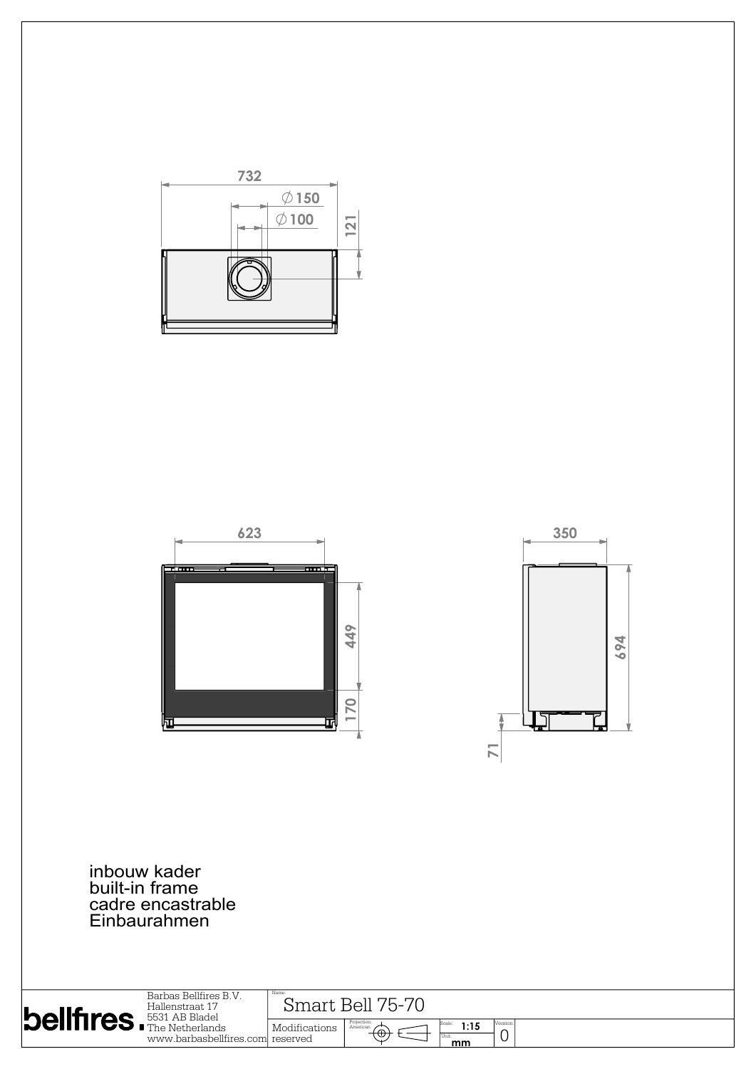732

∅150

∅100

121

623

449

170

350

694

71

inbouw kader
built-in frame
cadre encastrable
Einbaurahmen

bellfires.

Barbas Bellfires B.V.
Hallenstraat 17
5531 AB Bladel
The Netherlands
www.barbasbellfires.com

Name: Smart Bell 75-70

Modifications reserved

Projection: American

Scale: 1:15

Unit: mm

Version: 0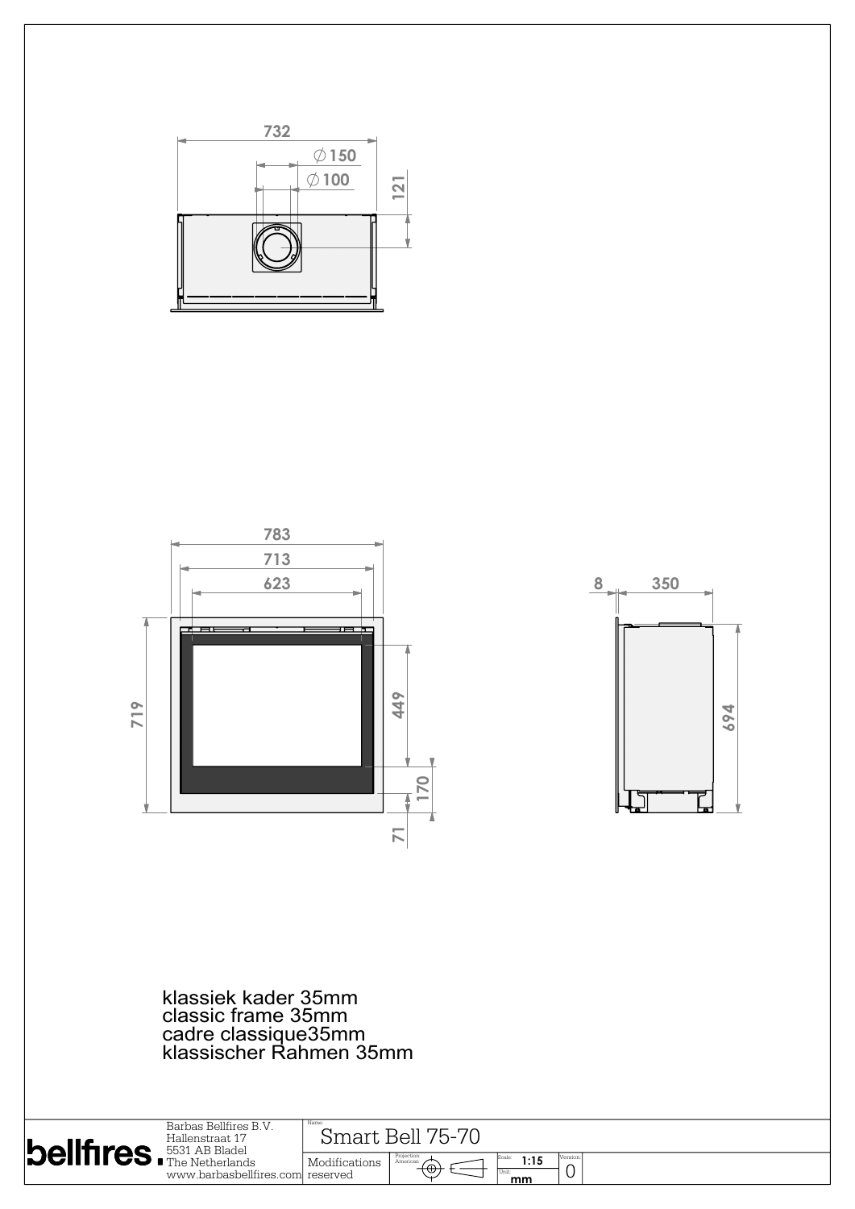732

∅150

∅100

121

783

713

623

719

449

170

71

8

350

694

klassiek kader 35mm
classic frame 35mm
cadre classique35mm
klassischer Rahmen 35mm

| bellfires. | Barbas Bellfires B.V.<br>Hallenstraat 17<br>5531 AB Bladel<br>The Netherlands<br>www.barbasbellfires.com | Name: Smart Bell 75-70 | | | |
|---|---|---|---|---|---|
| | | Modifications reserved | Projection: American | Scale: 1:15<br>Unit: mm | Version: 0 |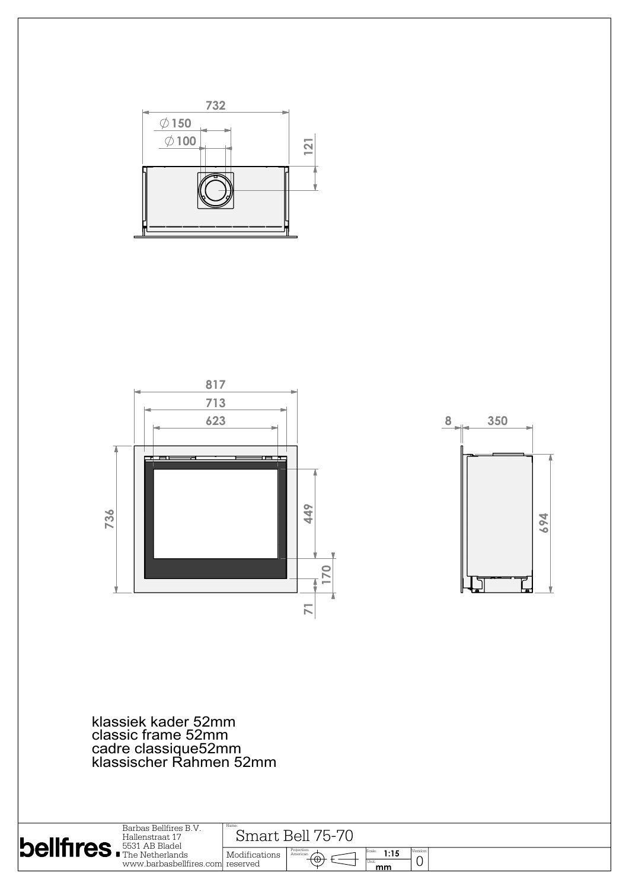732

∅150

∅100

121

817

713

623

8

350

736

449

170

71

694

klassiek kader 52mm
classic frame 52mm
cadre classique52mm
klassischer Rahmen 52mm

| bellfires. | Barbas Bellfires B.V. Hallenstraat 17 5531 AB Bladel The Netherlands www.barbasbellfires.com | Name: Smart Bell 75-70 | | | |
|---|---|---|---|---|---|
| | | Modifications reserved | Projection: American | Scale: 1:15 Unit: mm | Version: 0 |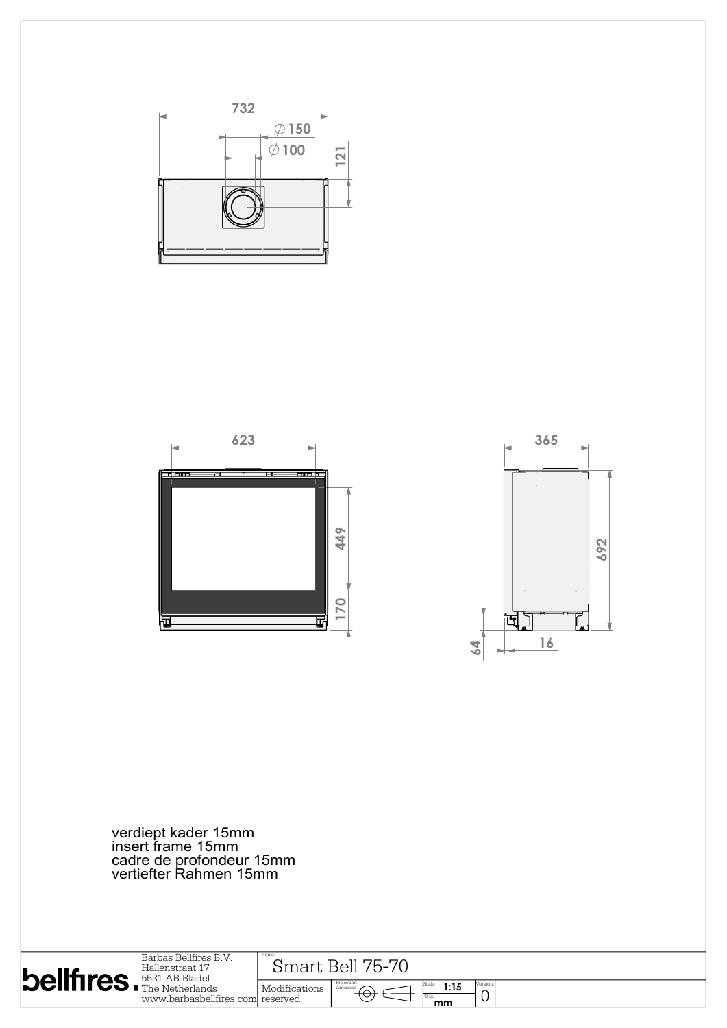732

∅150

∅100

121

623

449

170

365

692

64

16

verdiept kader 15mm
insert frame 15mm
cadre de profondeur 15mm
vertiefter Rahmen 15mm

bellfires.

Barbas Bellfires B.V.
Hallenstraat 17
5531 AB Bladel
The Netherlands
www.barbasbellfires.com

Name: Smart Bell 75-70

Modifications reserved

Projection: American

Scale: 1:15

Unit: mm

Version: 0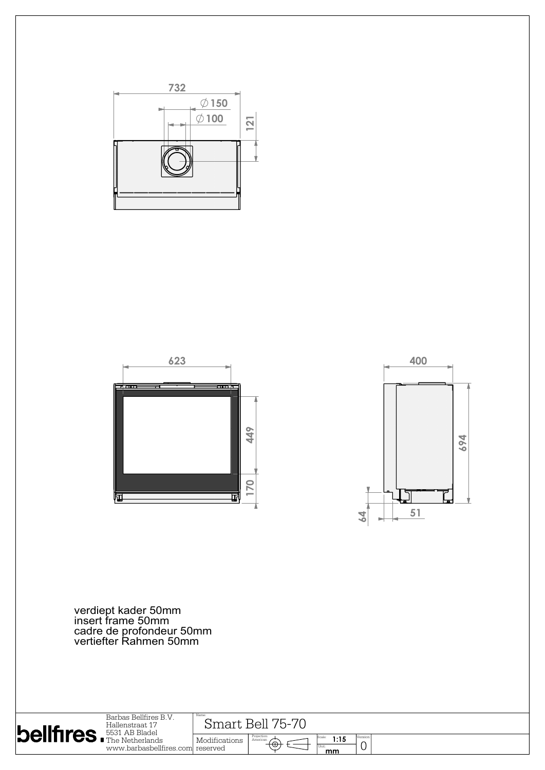732

∅150

∅100

121

623

449

170

400

694

64

51

verdiept kader 50mm
insert frame 50mm
cadre de profondeur 50mm
vertiefter Rahmen 50mm

| bellfires. | Barbas Bellfires B.V.<br>Hallenstraat 17<br>5531 AB Bladel<br>The Netherlands<br>www.barbasbellfires.com | Name: Smart Bell 75-70 | | | |
|---|---|---|---|---|---|
| | | Modifications reserved | Projection: American | Scale: 1:15<br>Unit: mm | Version: 0 |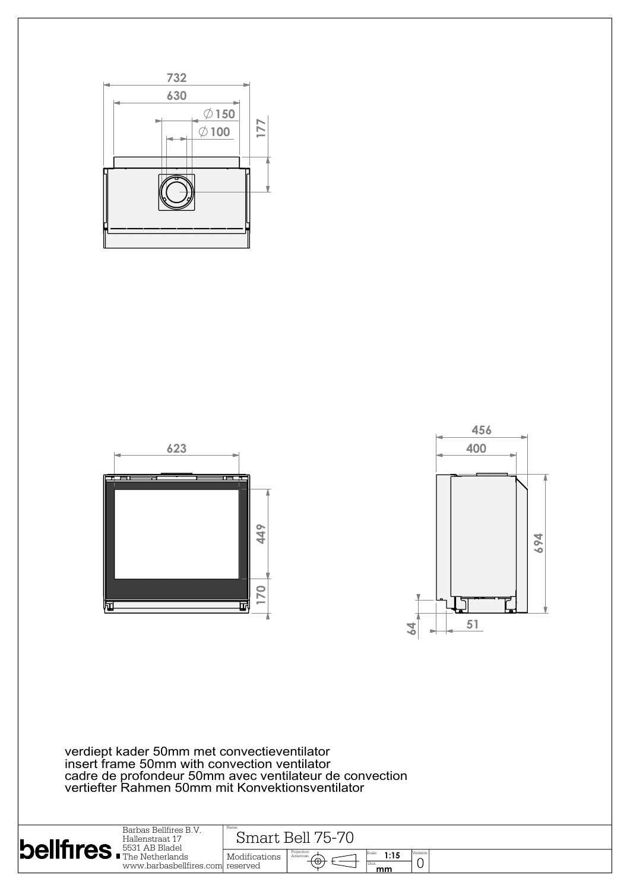732

630

∅150

∅100

177

623

449

170

456

400

694

64

51

verdiept kader 50mm met convectieventilator
insert frame 50mm with convection ventilator
cadre de profondeur 50mm avec ventilateur de convection
vertiefter Rahmen 50mm mit Konvektionsventilator

| | | | | | |
|---|---|---|---|---|---|
| bellfires. | Barbas Bellfires B.V. Hallenstraat 17 5531 AB Bladel The Netherlands www.barbasbellfires.com | Name: Smart Bell 75-70 | | | |
| | | Modifications reserved | Projection: American | Scale: 1:15 Unit: mm | Version: 0 |